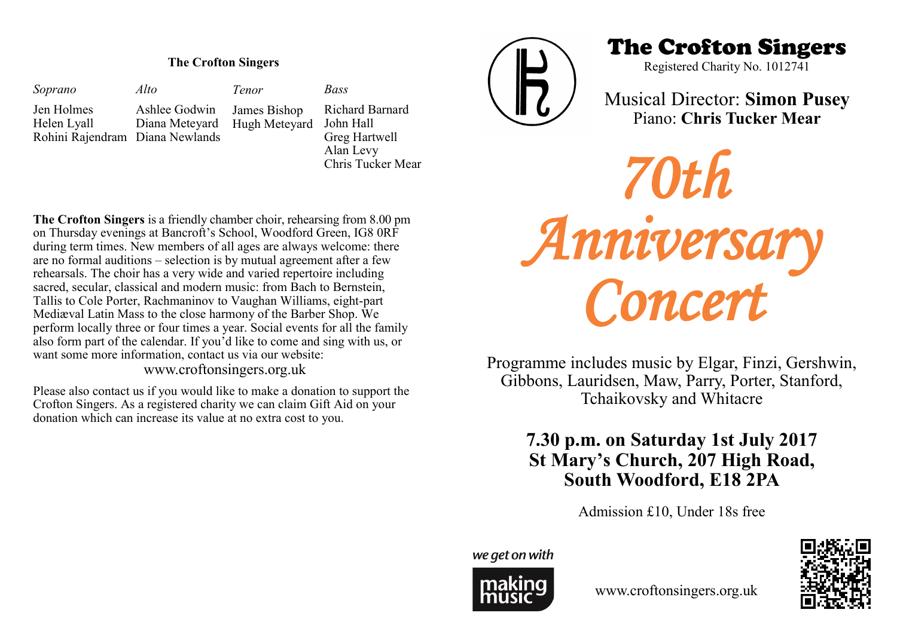## The Crofton Singers

| *Soprano* | *Alto* | *Tenor* | *Bass* |
|---|---|---|---|
| Jen Holmes | Ashlee Godwin | James Bishop | Richard Barnard |
| Helen Lyall | Diana Meteyard | Hugh Meteyard | John Hall |
| Rohini Rajendram | Diana Newlands | | Greg Hartwell |
| | | | Alan Levy |
| | | | Chris Tucker Mear |

**The Crofton Singers** is a friendly chamber choir, rehearsing from 8.00 pm on Thursday evenings at Bancroft's School, Woodford Green, IG8 0RF during term times. New members of all ages are always welcome: there are no formal auditions – selection is by mutual agreement after a few rehearsals. The choir has a very wide and varied repertoire including sacred, secular, classical and modern music: from Bach to Bernstein, Tallis to Cole Porter, Rachmaninov to Vaughan Williams, eight-part Mediæval Latin Mass to the close harmony of the Barber Shop. We perform locally three or four times a year. Social events for all the family also form part of the calendar. If you'd like to come and sing with us, or want some more information, contact us via our website:

www.croftonsingers.org.uk

Please also contact us if you would like to make a donation to support the Crofton Singers. As a registered charity we can claim Gift Aid on your donation which can increase its value at no extra cost to you.

# The Crofton Singers

Registered Charity No. 1012741

Musical Director: **Simon Pusey**

Piano: **Chris Tucker Mear**

# *70th Anniversary Concert*

Programme includes music by Elgar, Finzi, Gershwin, Gibbons, Lauridsen, Maw, Parry, Porter, Stanford, Tchaikovsky and Whitacre

**7.30 p.m. on Saturday 1st July 2017**
**St Mary's Church, 207 High Road, South Woodford, E18 2PA**

Admission £10, Under 18s free

*we get on with* making music

www.croftonsingers.org.uk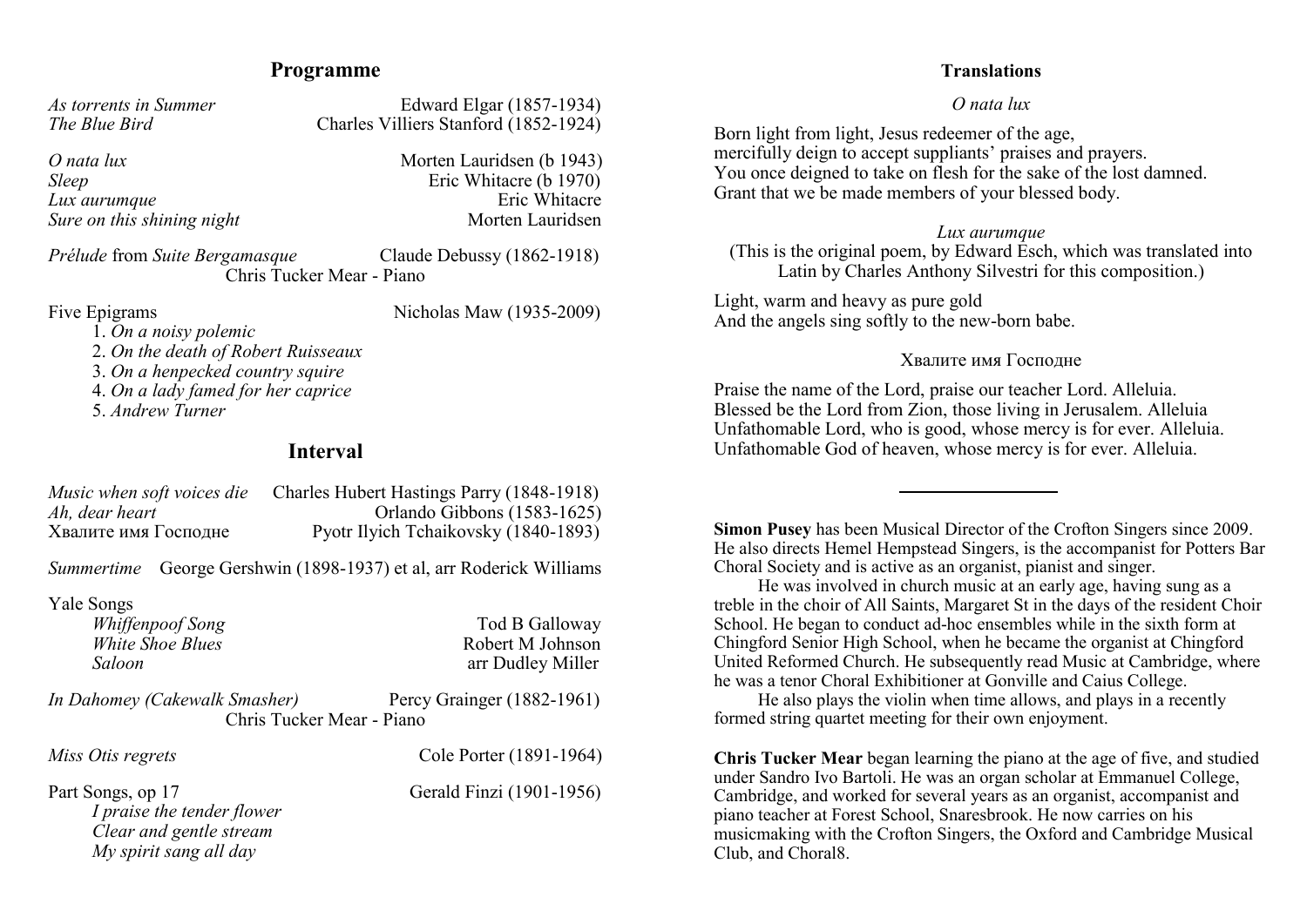## Programme

*As torrents in Summer* — Edward Elgar (1857-1934)
*The Blue Bird* — Charles Villiers Stanford (1852-1924)

*O nata lux* — Morten Lauridsen (b 1943)
*Sleep* — Eric Whitacre (b 1970)
*Lux aurumque* — Eric Whitacre
*Sure on this shining night* — Morten Lauridsen

*Prélude* from *Suite Bergamasque* — Claude Debussy (1862-1918)
Chris Tucker Mear - Piano

Five Epigrams — Nicholas Maw (1935-2009)

1. *On a noisy polemic*
2. *On the death of Robert Ruisseaux*
3. *On a henpecked country squire*
4. *On a lady famed for her caprice*
5. *Andrew Turner*

## Interval

*Music when soft voices die* — Charles Hubert Hastings Parry (1848-1918)
*Ah, dear heart* — Orlando Gibbons (1583-1625)
Хвалите имя Господне — Pyotr Ilyich Tchaikovsky (1840-1893)

*Summertime* — George Gershwin (1898-1937) et al, arr Roderick Williams

Yale Songs

- *Whiffenpoof Song* — Tod B Galloway
- *White Shoe Blues* — Robert M Johnson
- *Saloon* — arr Dudley Miller

*In Dahomey (Cakewalk Smasher)* — Percy Grainger (1882-1961)
Chris Tucker Mear - Piano

*Miss Otis regrets* — Cole Porter (1891-1964)

Part Songs, op 17 — Gerald Finzi (1901-1956)

- *I praise the tender flower*
- *Clear and gentle stream*
- *My spirit sang all day*

### Translations

*O nata lux*

Born light from light, Jesus redeemer of the age,
mercifully deign to accept suppliants' praises and prayers.
You once deigned to take on flesh for the sake of the lost damned.
Grant that we be made members of your blessed body.

*Lux aurumque*

(This is the original poem, by Edward Esch, which was translated into Latin by Charles Anthony Silvestri for this composition.)

Light, warm and heavy as pure gold
And the angels sing softly to the new-born babe.

Хвалите имя Господне

Praise the name of the Lord, praise our teacher Lord. Alleluia.
Blessed be the Lord from Zion, those living in Jerusalem. Alleluia
Unfathomable Lord, who is good, whose mercy is for ever. Alleluia.
Unfathomable God of heaven, whose mercy is for ever. Alleluia.

---

**Simon Pusey** has been Musical Director of the Crofton Singers since 2009. He also directs Hemel Hempstead Singers, is the accompanist for Potters Bar Choral Society and is active as an organist, pianist and singer.

He was involved in church music at an early age, having sung as a treble in the choir of All Saints, Margaret St in the days of the resident Choir School. He began to conduct ad-hoc ensembles while in the sixth form at Chingford Senior High School, when he became the organist at Chingford United Reformed Church. He subsequently read Music at Cambridge, where he was a tenor Choral Exhibitioner at Gonville and Caius College.

He also plays the violin when time allows, and plays in a recently formed string quartet meeting for their own enjoyment.

**Chris Tucker Mear** began learning the piano at the age of five, and studied under Sandro Ivo Bartoli. He was an organ scholar at Emmanuel College, Cambridge, and worked for several years as an organist, accompanist and piano teacher at Forest School, Snaresbrook. He now carries on his musicmaking with the Crofton Singers, the Oxford and Cambridge Musical Club, and Choral8.